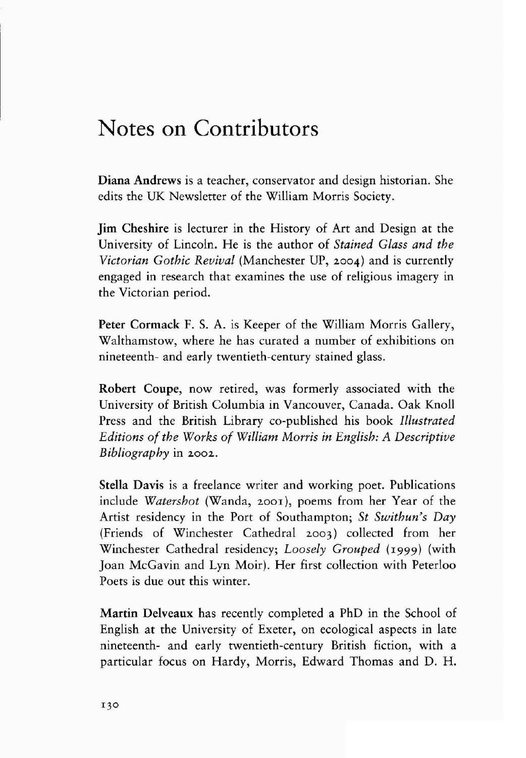# Notes on Contributors

**Diana Andrews** is a teacher, conservator and design historian. She edits the UK Newsletter of the William Morris Society.

**Jim Cheshire** is lecturer in the History of Art and Design at the University of Lincoln. He is the author of *Stained Glass and the Victorian Gothic Revival* (Manchester UP, 2004) and is currently engaged in research that examines the use of religious imagery in the Victorian period.

**Peter Cormack** F. S. A. is Keeper of the William Morris Gallery, Walthamstow, where he has curated a number of exhibitions on nineteenth- and early twentieth-century stained glass.

**Robert Coupe**, now retired, was formerly associated with the University of British Columbia in Vancouver, Canada. Oak Knoll Press and the British Library co-published his book *Illustrated Editions of the Works of William Morris in English: A Descriptive Bibliography* in 2002.

**Stella Davis** is a freelance writer and working poet. Publications include *Watershot* (Wanda, 2001), poems from her Year of the Artist residency in the Port of Southampton; *St Swithun's Day* (Friends of Winchester Cathedral 2003) collected from her Winchester Cathedral residency; *Loosely Grouped* (1999) (with Joan McGavin and Lyn Moir). Her first collection with Peterloo Poets is due out this winter.

**Martin Delveaux** has recently completed a PhD in the School of English at the University of Exeter, on ecological aspects in late nineteenth- and early twentieth-century British fiction, with a particular focus on Hardy, Morris, Edward Thomas and D. H.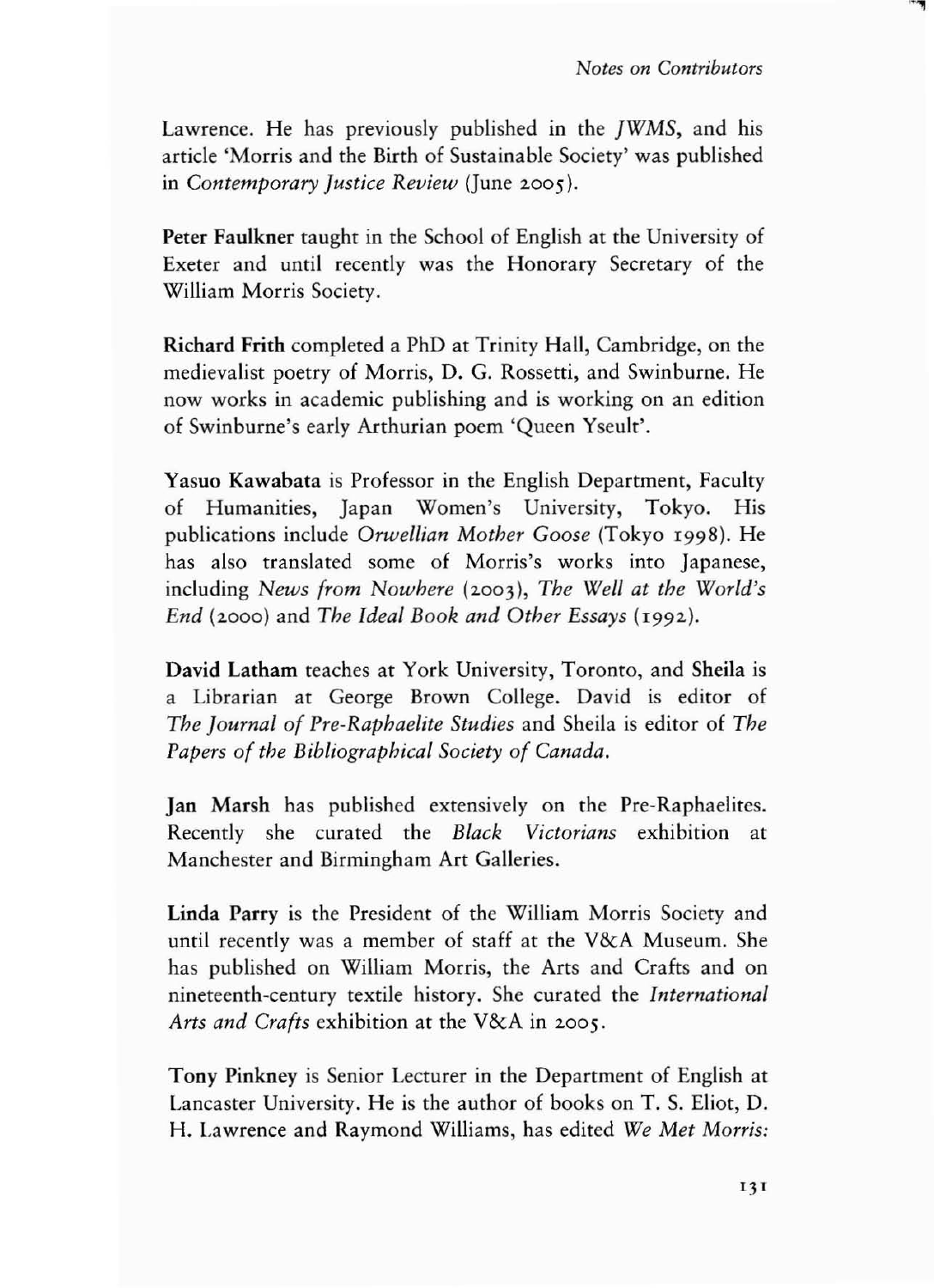Lawrence. He has previously published in the *JWMS*, and his article 'Morris and the Birth of Sustainable Society' was published in *Contemporary Justice Review* (June 2005).

**Peter Faulkner** taught in the School of English at the University of Exeter and until recently was the Honorary Secretary of the William Morris Society.

**Richard Frith** completed a PhD at Trinity Hall, Cambridge, on the medievalist poetry of Morris, D. G. Rossetti, and Swinburne. He now works in academic publishing and is working on an edition of Swinburne's early Arthurian poem 'Queen Yseult'.

**Yasuo Kawabata** is Professor in the English Department, Faculty of Humanities, Japan Women's University, Tokyo. His publications include *Orwellian Mother Goose* (Tokyo 1998). He has also translated some of Morris's works into Japanese, including *News from Nowhere* (2003), *The Well at the World's End* (2000) and *The Ideal Book and Other Essays* (1992).

**David Latham** teaches at York University, Toronto, and **Sheila** is a Librarian at George Brown College. David is editor of *The Journal of Pre-Raphaelite Studies* and Sheila is editor of *The Papers of the Bibliographical Society of Canada*.

**Jan Marsh** has published extensively on the Pre-Raphaelites. Recently she curated the *Black Victorians* exhibition at Manchester and Birmingham Art Galleries.

**Linda Parry** is the President of the William Morris Society and until recently was a member of staff at the V&A Museum. She has published on William Morris, the Arts and Crafts and on nineteenth-century textile history. She curated the *International Arts and Crafts* exhibition at the V&A in 2005.

**Tony Pinkney** is Senior Lecturer in the Department of English at Lancaster University. He is the author of books on T. S. Eliot, D. H. Lawrence and Raymond Williams, has edited *We Met Morris:*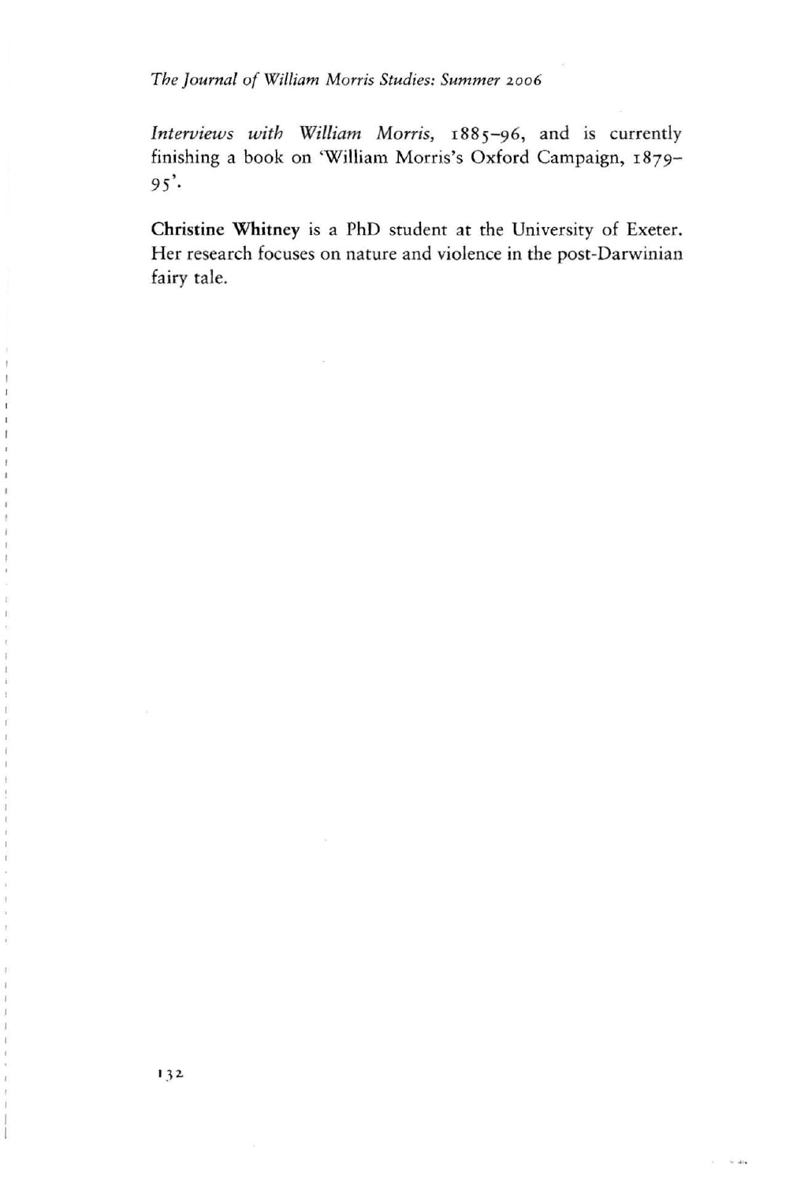*Interviews with William Morris,* 1885–96, and is currently finishing a book on 'William Morris's Oxford Campaign, 1879–95'.

**Christine Whitney** is a PhD student at the University of Exeter. Her research focuses on nature and violence in the post-Darwinian fairy tale.